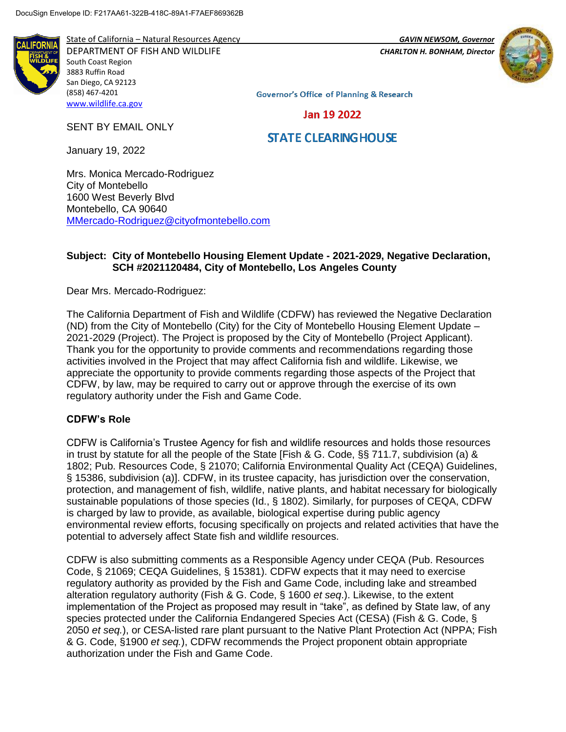DocuSign Envelope ID: F217AA61-322B-418C-89A1-F7AEF869362B

State of California – Natural Resources Agency
DEPARTMENT OF FISH AND WILDLIFE
South Coast Region
3883 Ruffin Road
San Diego, CA 92123
(858) 467-4201
www.wildlife.ca.gov

*GAVIN NEWSOM, Governor*
*CHARLTON H. BONHAM, Director*

Governor's Office of Planning & Research

Jan 19 2022

STATE CLEARINGHOUSE

SENT BY EMAIL ONLY

January 19, 2022

Mrs. Monica Mercado-Rodriguez
City of Montebello
1600 West Beverly Blvd
Montebello, CA 90640
MMercado-Rodriguez@cityofmontebello.com

**Subject: City of Montebello Housing Element Update - 2021-2029, Negative Declaration, SCH #2021120484, City of Montebello, Los Angeles County**

Dear Mrs. Mercado-Rodriguez:

The California Department of Fish and Wildlife (CDFW) has reviewed the Negative Declaration (ND) from the City of Montebello (City) for the City of Montebello Housing Element Update – 2021-2029 (Project). The Project is proposed by the City of Montebello (Project Applicant). Thank you for the opportunity to provide comments and recommendations regarding those activities involved in the Project that may affect California fish and wildlife. Likewise, we appreciate the opportunity to provide comments regarding those aspects of the Project that CDFW, by law, may be required to carry out or approve through the exercise of its own regulatory authority under the Fish and Game Code.

**CDFW's Role**

CDFW is California's Trustee Agency for fish and wildlife resources and holds those resources in trust by statute for all the people of the State [Fish & G. Code, §§ 711.7, subdivision (a) & 1802; Pub. Resources Code, § 21070; California Environmental Quality Act (CEQA) Guidelines, § 15386, subdivision (a)]. CDFW, in its trustee capacity, has jurisdiction over the conservation, protection, and management of fish, wildlife, native plants, and habitat necessary for biologically sustainable populations of those species (Id., § 1802). Similarly, for purposes of CEQA, CDFW is charged by law to provide, as available, biological expertise during public agency environmental review efforts, focusing specifically on projects and related activities that have the potential to adversely affect State fish and wildlife resources.

CDFW is also submitting comments as a Responsible Agency under CEQA (Pub. Resources Code, § 21069; CEQA Guidelines, § 15381). CDFW expects that it may need to exercise regulatory authority as provided by the Fish and Game Code, including lake and streambed alteration regulatory authority (Fish & G. Code, § 1600 *et seq*.). Likewise, to the extent implementation of the Project as proposed may result in "take", as defined by State law, of any species protected under the California Endangered Species Act (CESA) (Fish & G. Code, § 2050 *et seq.*), or CESA-listed rare plant pursuant to the Native Plant Protection Act (NPPA; Fish & G. Code, §1900 *et seq.*), CDFW recommends the Project proponent obtain appropriate authorization under the Fish and Game Code.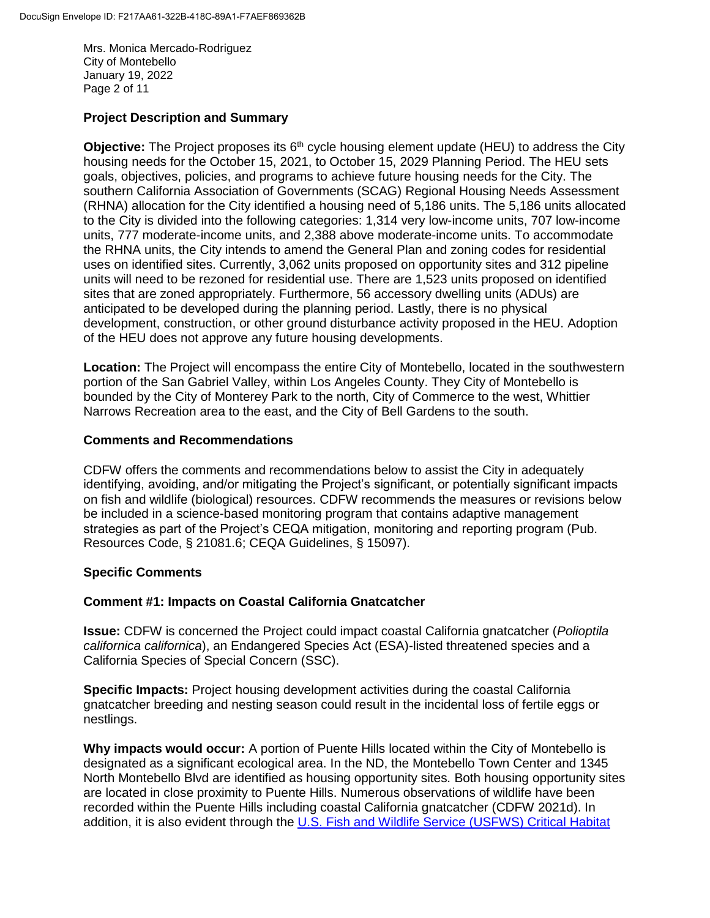Mrs. Monica Mercado-Rodriguez
City of Montebello
January 19, 2022

## Project Description and Summary

**Objective:** The Project proposes its 6th cycle housing element update (HEU) to address the City housing needs for the October 15, 2021, to October 15, 2029 Planning Period. The HEU sets goals, objectives, policies, and programs to achieve future housing needs for the City. The southern California Association of Governments (SCAG) Regional Housing Needs Assessment (RHNA) allocation for the City identified a housing need of 5,186 units. The 5,186 units allocated to the City is divided into the following categories: 1,314 very low-income units, 707 low-income units, 777 moderate-income units, and 2,388 above moderate-income units. To accommodate the RHNA units, the City intends to amend the General Plan and zoning codes for residential uses on identified sites. Currently, 3,062 units proposed on opportunity sites and 312 pipeline units will need to be rezoned for residential use. There are 1,523 units proposed on identified sites that are zoned appropriately. Furthermore, 56 accessory dwelling units (ADUs) are anticipated to be developed during the planning period. Lastly, there is no physical development, construction, or other ground disturbance activity proposed in the HEU. Adoption of the HEU does not approve any future housing developments.

**Location:** The Project will encompass the entire City of Montebello, located in the southwestern portion of the San Gabriel Valley, within Los Angeles County. They City of Montebello is bounded by the City of Monterey Park to the north, City of Commerce to the west, Whittier Narrows Recreation area to the east, and the City of Bell Gardens to the south.

## Comments and Recommendations

CDFW offers the comments and recommendations below to assist the City in adequately identifying, avoiding, and/or mitigating the Project's significant, or potentially significant impacts on fish and wildlife (biological) resources. CDFW recommends the measures or revisions below be included in a science-based monitoring program that contains adaptive management strategies as part of the Project's CEQA mitigation, monitoring and reporting program (Pub. Resources Code, § 21081.6; CEQA Guidelines, § 15097).

## Specific Comments

### Comment #1: Impacts on Coastal California Gnatcatcher

**Issue:** CDFW is concerned the Project could impact coastal California gnatcatcher (*Polioptila californica californica*), an Endangered Species Act (ESA)-listed threatened species and a California Species of Special Concern (SSC).

**Specific Impacts:** Project housing development activities during the coastal California gnatcatcher breeding and nesting season could result in the incidental loss of fertile eggs or nestlings.

**Why impacts would occur:** A portion of Puente Hills located within the City of Montebello is designated as a significant ecological area. In the ND, the Montebello Town Center and 1345 North Montebello Blvd are identified as housing opportunity sites. Both housing opportunity sites are located in close proximity to Puente Hills. Numerous observations of wildlife have been recorded within the Puente Hills including coastal California gnatcatcher (CDFW 2021d). In addition, it is also evident through the U.S. Fish and Wildlife Service (USFWS) Critical Habitat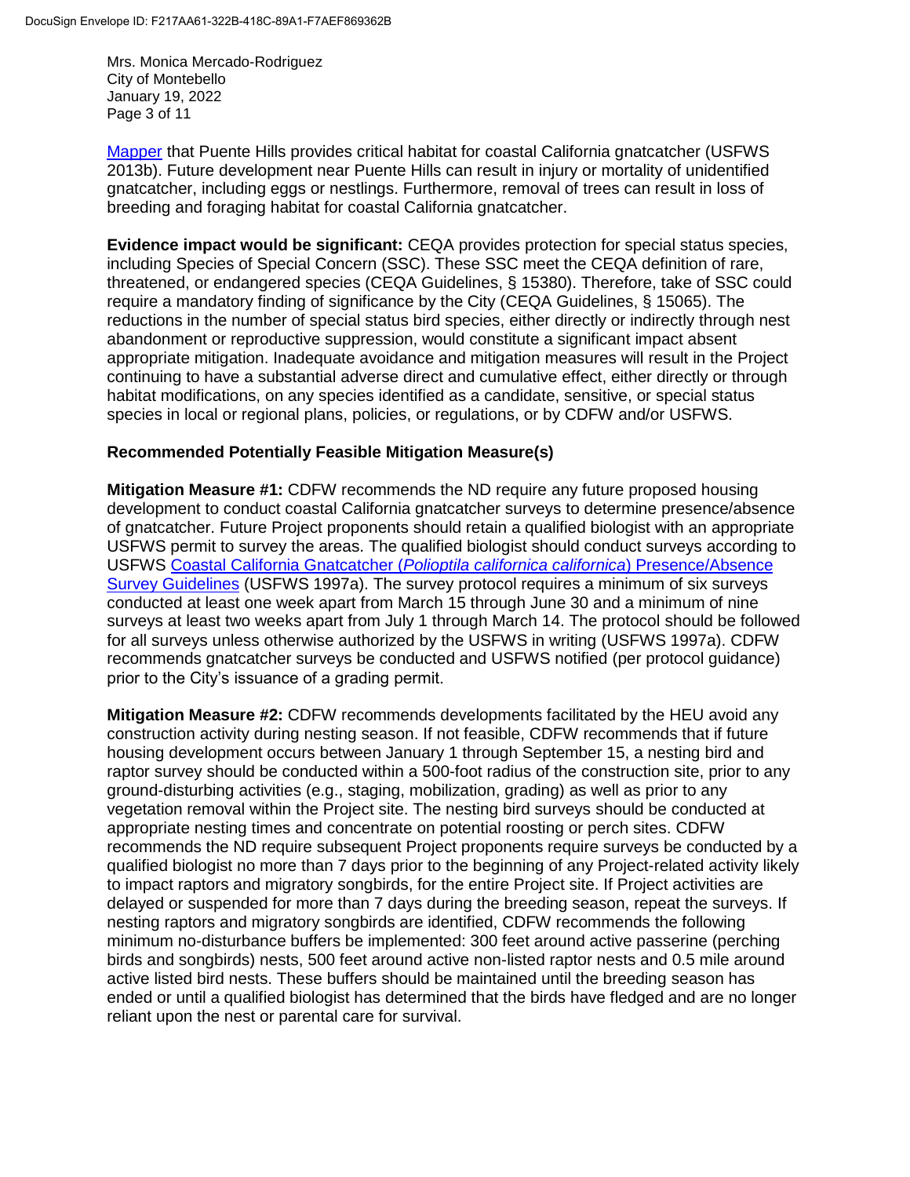Mapper that Puente Hills provides critical habitat for coastal California gnatcatcher (USFWS 2013b). Future development near Puente Hills can result in injury or mortality of unidentified gnatcatcher, including eggs or nestlings. Furthermore, removal of trees can result in loss of breeding and foraging habitat for coastal California gnatcatcher.

**Evidence impact would be significant:** CEQA provides protection for special status species, including Species of Special Concern (SSC). These SSC meet the CEQA definition of rare, threatened, or endangered species (CEQA Guidelines, § 15380). Therefore, take of SSC could require a mandatory finding of significance by the City (CEQA Guidelines, § 15065). The reductions in the number of special status bird species, either directly or indirectly through nest abandonment or reproductive suppression, would constitute a significant impact absent appropriate mitigation. Inadequate avoidance and mitigation measures will result in the Project continuing to have a substantial adverse direct and cumulative effect, either directly or through habitat modifications, on any species identified as a candidate, sensitive, or special status species in local or regional plans, policies, or regulations, or by CDFW and/or USFWS.

**Recommended Potentially Feasible Mitigation Measure(s)**

**Mitigation Measure #1:** CDFW recommends the ND require any future proposed housing development to conduct coastal California gnatcatcher surveys to determine presence/absence of gnatcatcher. Future Project proponents should retain a qualified biologist with an appropriate USFWS permit to survey the areas. The qualified biologist should conduct surveys according to USFWS Coastal California Gnatcatcher (*Polioptila californica californica*) Presence/Absence Survey Guidelines (USFWS 1997a). The survey protocol requires a minimum of six surveys conducted at least one week apart from March 15 through June 30 and a minimum of nine surveys at least two weeks apart from July 1 through March 14. The protocol should be followed for all surveys unless otherwise authorized by the USFWS in writing (USFWS 1997a). CDFW recommends gnatcatcher surveys be conducted and USFWS notified (per protocol guidance) prior to the City's issuance of a grading permit.

**Mitigation Measure #2:** CDFW recommends developments facilitated by the HEU avoid any construction activity during nesting season. If not feasible, CDFW recommends that if future housing development occurs between January 1 through September 15, a nesting bird and raptor survey should be conducted within a 500-foot radius of the construction site, prior to any ground-disturbing activities (e.g., staging, mobilization, grading) as well as prior to any vegetation removal within the Project site. The nesting bird surveys should be conducted at appropriate nesting times and concentrate on potential roosting or perch sites. CDFW recommends the ND require subsequent Project proponents require surveys be conducted by a qualified biologist no more than 7 days prior to the beginning of any Project-related activity likely to impact raptors and migratory songbirds, for the entire Project site. If Project activities are delayed or suspended for more than 7 days during the breeding season, repeat the surveys. If nesting raptors and migratory songbirds are identified, CDFW recommends the following minimum no-disturbance buffers be implemented: 300 feet around active passerine (perching birds and songbirds) nests, 500 feet around active non-listed raptor nests and 0.5 mile around active listed bird nests. These buffers should be maintained until the breeding season has ended or until a qualified biologist has determined that the birds have fledged and are no longer reliant upon the nest or parental care for survival.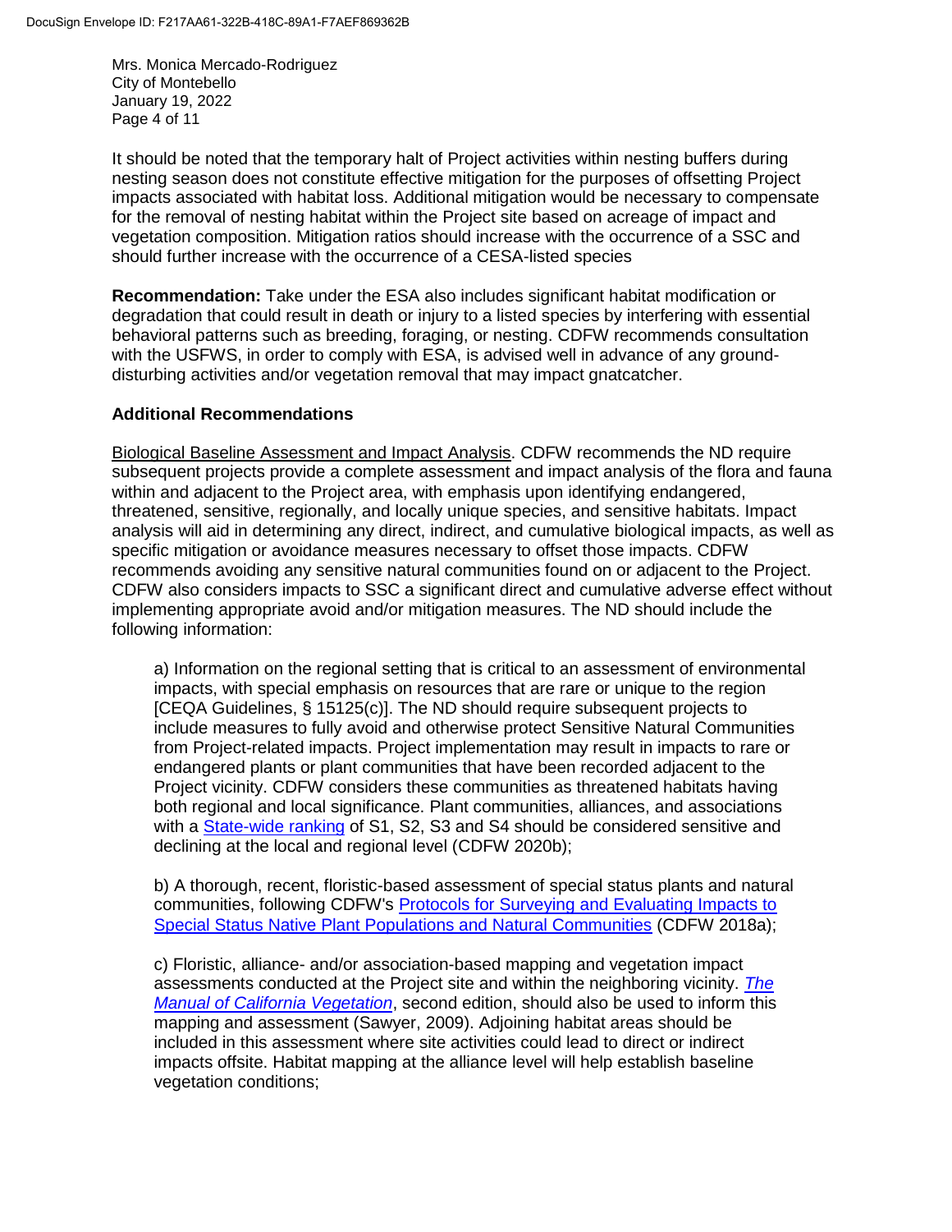It should be noted that the temporary halt of Project activities within nesting buffers during nesting season does not constitute effective mitigation for the purposes of offsetting Project impacts associated with habitat loss. Additional mitigation would be necessary to compensate for the removal of nesting habitat within the Project site based on acreage of impact and vegetation composition. Mitigation ratios should increase with the occurrence of a SSC and should further increase with the occurrence of a CESA-listed species

**Recommendation:** Take under the ESA also includes significant habitat modification or degradation that could result in death or injury to a listed species by interfering with essential behavioral patterns such as breeding, foraging, or nesting. CDFW recommends consultation with the USFWS, in order to comply with ESA, is advised well in advance of any ground-disturbing activities and/or vegetation removal that may impact gnatcatcher.

**Additional Recommendations**

Biological Baseline Assessment and Impact Analysis. CDFW recommends the ND require subsequent projects provide a complete assessment and impact analysis of the flora and fauna within and adjacent to the Project area, with emphasis upon identifying endangered, threatened, sensitive, regionally, and locally unique species, and sensitive habitats. Impact analysis will aid in determining any direct, indirect, and cumulative biological impacts, as well as specific mitigation or avoidance measures necessary to offset those impacts. CDFW recommends avoiding any sensitive natural communities found on or adjacent to the Project. CDFW also considers impacts to SSC a significant direct and cumulative adverse effect without implementing appropriate avoid and/or mitigation measures. The ND should include the following information:

a) Information on the regional setting that is critical to an assessment of environmental impacts, with special emphasis on resources that are rare or unique to the region [CEQA Guidelines, § 15125(c)]. The ND should require subsequent projects to include measures to fully avoid and otherwise protect Sensitive Natural Communities from Project-related impacts. Project implementation may result in impacts to rare or endangered plants or plant communities that have been recorded adjacent to the Project vicinity. CDFW considers these communities as threatened habitats having both regional and local significance. Plant communities, alliances, and associations with a State-wide ranking of S1, S2, S3 and S4 should be considered sensitive and declining at the local and regional level (CDFW 2020b);

b) A thorough, recent, floristic-based assessment of special status plants and natural communities, following CDFW's Protocols for Surveying and Evaluating Impacts to Special Status Native Plant Populations and Natural Communities (CDFW 2018a);

c) Floristic, alliance- and/or association-based mapping and vegetation impact assessments conducted at the Project site and within the neighboring vicinity. *The Manual of California Vegetation*, second edition, should also be used to inform this mapping and assessment (Sawyer, 2009). Adjoining habitat areas should be included in this assessment where site activities could lead to direct or indirect impacts offsite. Habitat mapping at the alliance level will help establish baseline vegetation conditions;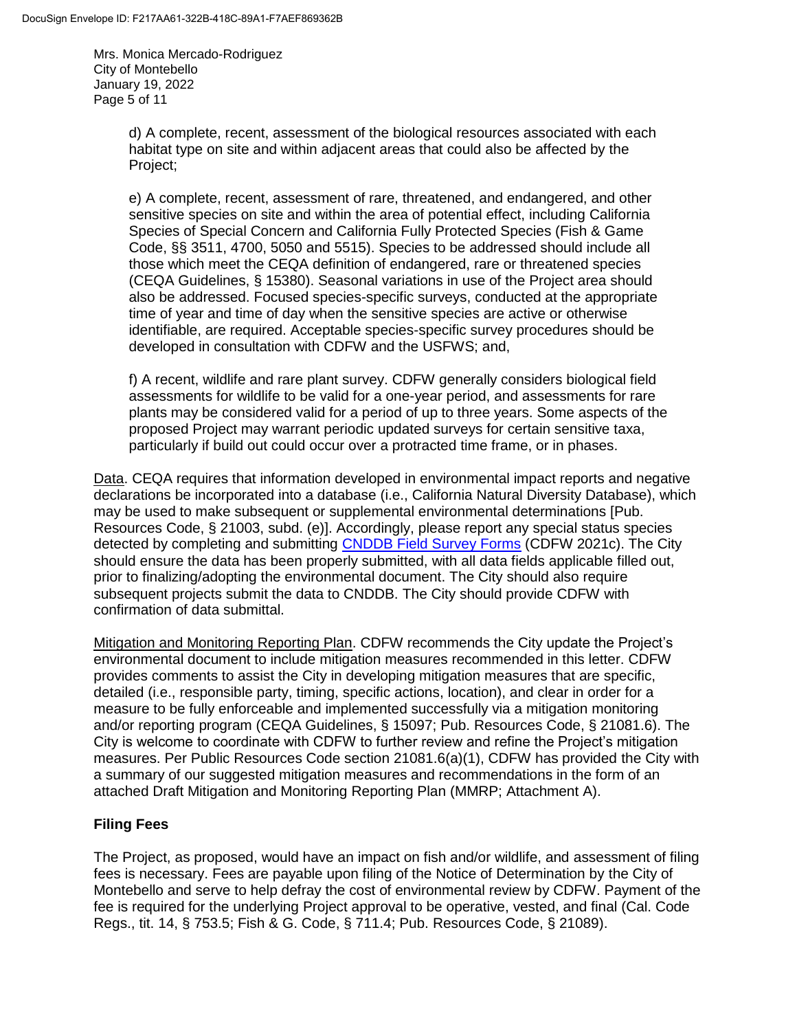d) A complete, recent, assessment of the biological resources associated with each habitat type on site and within adjacent areas that could also be affected by the Project;

e) A complete, recent, assessment of rare, threatened, and endangered, and other sensitive species on site and within the area of potential effect, including California Species of Special Concern and California Fully Protected Species (Fish & Game Code, §§ 3511, 4700, 5050 and 5515). Species to be addressed should include all those which meet the CEQA definition of endangered, rare or threatened species (CEQA Guidelines, § 15380). Seasonal variations in use of the Project area should also be addressed. Focused species-specific surveys, conducted at the appropriate time of year and time of day when the sensitive species are active or otherwise identifiable, are required. Acceptable species-specific survey procedures should be developed in consultation with CDFW and the USFWS; and,

f) A recent, wildlife and rare plant survey. CDFW generally considers biological field assessments for wildlife to be valid for a one-year period, and assessments for rare plants may be considered valid for a period of up to three years. Some aspects of the proposed Project may warrant periodic updated surveys for certain sensitive taxa, particularly if build out could occur over a protracted time frame, or in phases.

Data. CEQA requires that information developed in environmental impact reports and negative declarations be incorporated into a database (i.e., California Natural Diversity Database), which may be used to make subsequent or supplemental environmental determinations [Pub. Resources Code, § 21003, subd. (e)]. Accordingly, please report any special status species detected by completing and submitting CNDDB Field Survey Forms (CDFW 2021c). The City should ensure the data has been properly submitted, with all data fields applicable filled out, prior to finalizing/adopting the environmental document. The City should also require subsequent projects submit the data to CNDDB. The City should provide CDFW with confirmation of data submittal.

Mitigation and Monitoring Reporting Plan. CDFW recommends the City update the Project's environmental document to include mitigation measures recommended in this letter. CDFW provides comments to assist the City in developing mitigation measures that are specific, detailed (i.e., responsible party, timing, specific actions, location), and clear in order for a measure to be fully enforceable and implemented successfully via a mitigation monitoring and/or reporting program (CEQA Guidelines, § 15097; Pub. Resources Code, § 21081.6). The City is welcome to coordinate with CDFW to further review and refine the Project's mitigation measures. Per Public Resources Code section 21081.6(a)(1), CDFW has provided the City with a summary of our suggested mitigation measures and recommendations in the form of an attached Draft Mitigation and Monitoring Reporting Plan (MMRP; Attachment A).

## Filing Fees

The Project, as proposed, would have an impact on fish and/or wildlife, and assessment of filing fees is necessary. Fees are payable upon filing of the Notice of Determination by the City of Montebello and serve to help defray the cost of environmental review by CDFW. Payment of the fee is required for the underlying Project approval to be operative, vested, and final (Cal. Code Regs., tit. 14, § 753.5; Fish & G. Code, § 711.4; Pub. Resources Code, § 21089).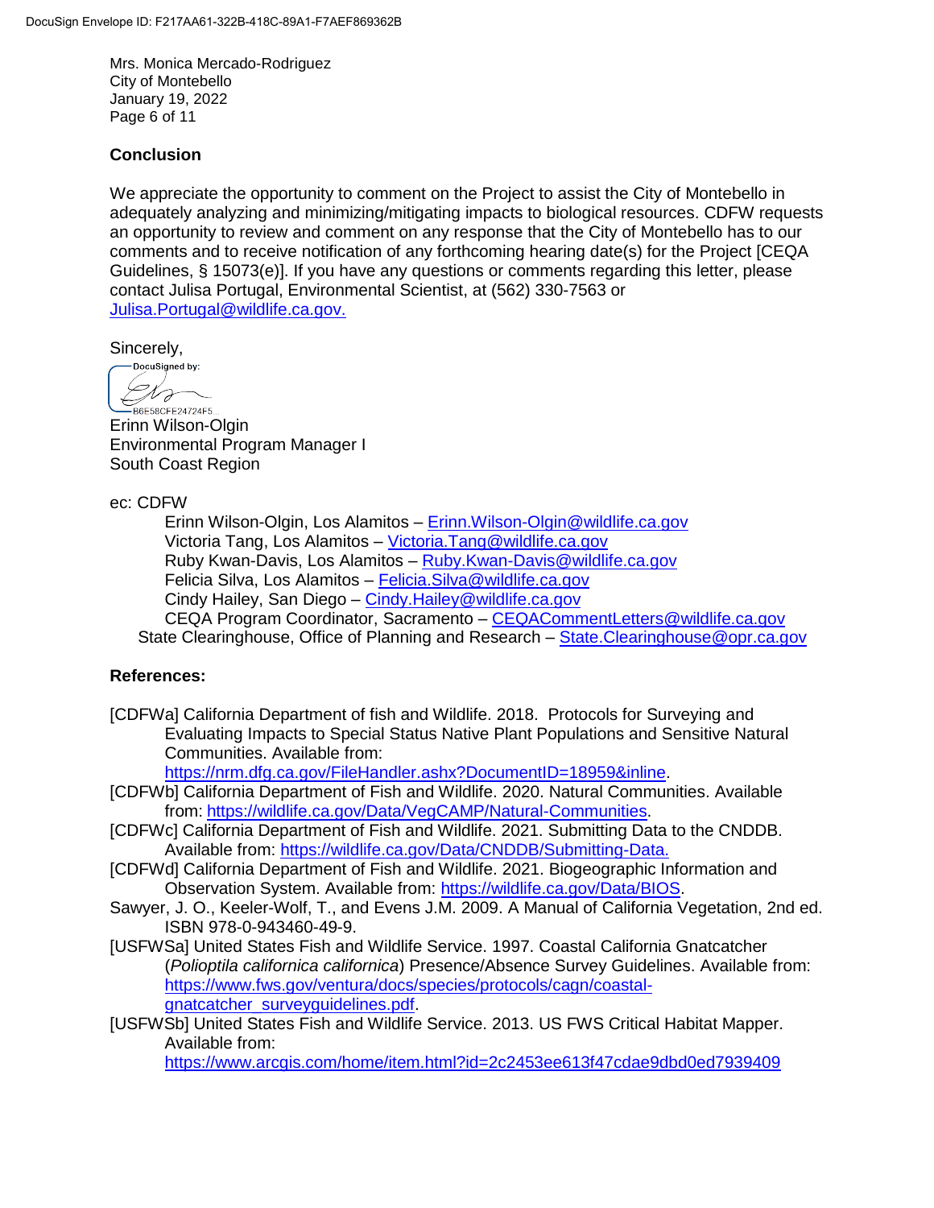## Conclusion

We appreciate the opportunity to comment on the Project to assist the City of Montebello in adequately analyzing and minimizing/mitigating impacts to biological resources. CDFW requests an opportunity to review and comment on any response that the City of Montebello has to our comments and to receive notification of any forthcoming hearing date(s) for the Project [CEQA Guidelines, § 15073(e)]. If you have any questions or comments regarding this letter, please contact Julisa Portugal, Environmental Scientist, at (562) 330-7563 or Julisa.Portugal@wildlife.ca.gov.

Sincerely,

DocuSigned by:
B6E58CFE24724F5...

Erinn Wilson-Olgin
Environmental Program Manager I
South Coast Region

ec: CDFW

- Erinn Wilson-Olgin, Los Alamitos – Erinn.Wilson-Olgin@wildlife.ca.gov
- Victoria Tang, Los Alamitos – Victoria.Tang@wildlife.ca.gov
- Ruby Kwan-Davis, Los Alamitos – Ruby.Kwan-Davis@wildlife.ca.gov
- Felicia Silva, Los Alamitos – Felicia.Silva@wildlife.ca.gov
- Cindy Hailey, San Diego – Cindy.Hailey@wildlife.ca.gov
- CEQA Program Coordinator, Sacramento – CEQACommentLetters@wildlife.ca.gov

State Clearinghouse, Office of Planning and Research – State.Clearinghouse@opr.ca.gov

## References:

[CDFWa] California Department of fish and Wildlife. 2018. Protocols for Surveying and Evaluating Impacts to Special Status Native Plant Populations and Sensitive Natural Communities. Available from: https://nrm.dfg.ca.gov/FileHandler.ashx?DocumentID=18959&inline.

[CDFWb] California Department of Fish and Wildlife. 2020. Natural Communities. Available from: https://wildlife.ca.gov/Data/VegCAMP/Natural-Communities.

[CDFWc] California Department of Fish and Wildlife. 2021. Submitting Data to the CNDDB. Available from: https://wildlife.ca.gov/Data/CNDDB/Submitting-Data.

[CDFWd] California Department of Fish and Wildlife. 2021. Biogeographic Information and Observation System. Available from: https://wildlife.ca.gov/Data/BIOS.

Sawyer, J. O., Keeler-Wolf, T., and Evens J.M. 2009. A Manual of California Vegetation, 2nd ed. ISBN 978-0-943460-49-9.

[USFWSa] United States Fish and Wildlife Service. 1997. Coastal California Gnatcatcher (*Polioptila californica californica*) Presence/Absence Survey Guidelines. Available from: https://www.fws.gov/ventura/docs/species/protocols/cagn/coastal-gnatcatcher_surveyguidelines.pdf.

[USFWSb] United States Fish and Wildlife Service. 2013. US FWS Critical Habitat Mapper. Available from: https://www.arcgis.com/home/item.html?id=2c2453ee613f47cdae9dbd0ed7939409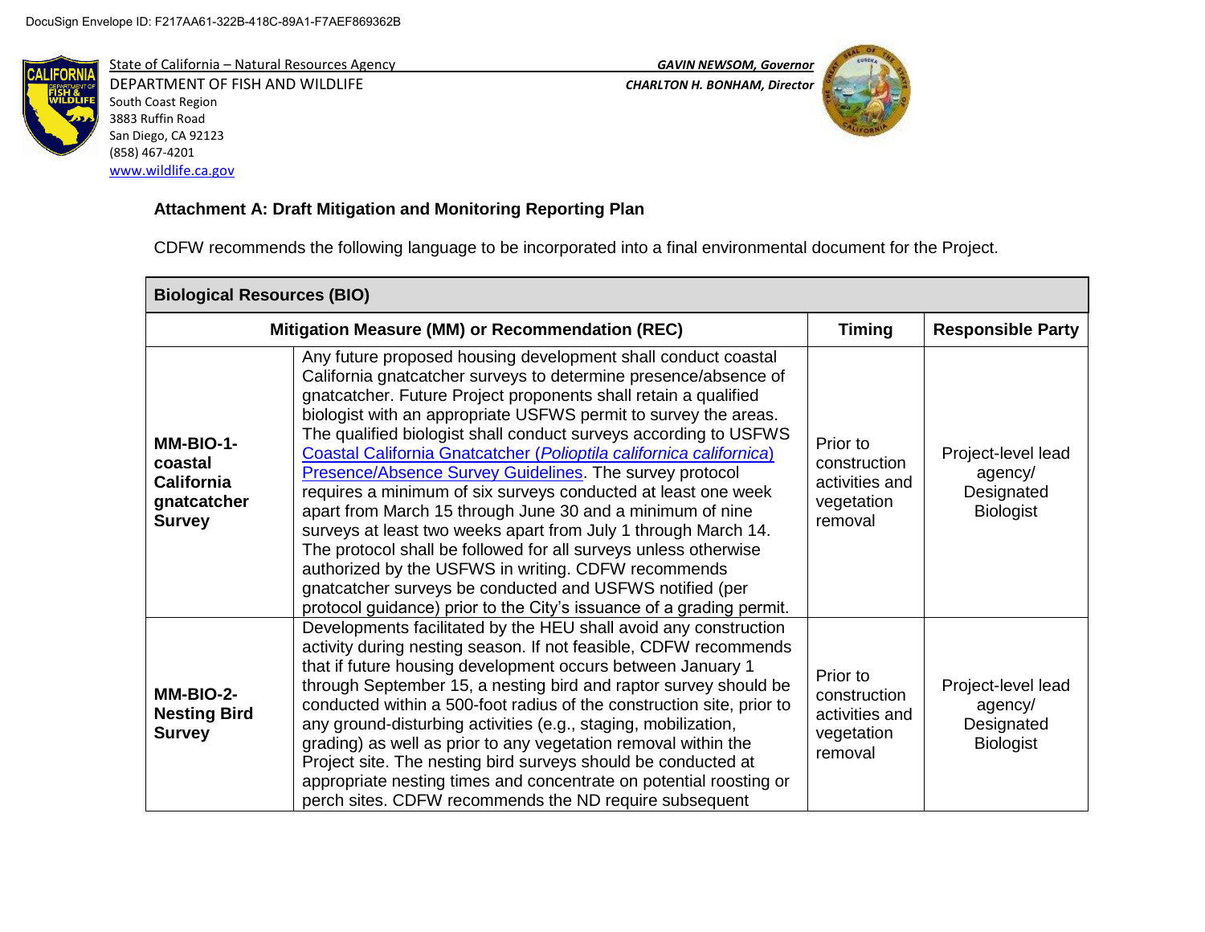DocuSign Envelope ID: F217AA61-322B-418C-89A1-F7AEF869362B

State of California – Natural Resources Agency
DEPARTMENT OF FISH AND WILDLIFE
South Coast Region
3883 Ruffin Road
San Diego, CA 92123
(858) 467-4201
www.wildlife.ca.gov

***GAVIN NEWSOM, Governor***
***CHARLTON H. BONHAM, Director***

**Attachment A: Draft Mitigation and Monitoring Reporting Plan**

CDFW recommends the following language to be incorporated into a final environmental document for the Project.

| **Biological Resources (BIO)** | | | |
|---|---|---|---|
| **Mitigation Measure (MM) or Recommendation (REC)** | | **Timing** | **Responsible Party** |
| **MM-BIO-1- coastal California gnatcatcher Survey** | Any future proposed housing development shall conduct coastal California gnatcatcher surveys to determine presence/absence of gnatcatcher. Future Project proponents shall retain a qualified biologist with an appropriate USFWS permit to survey the areas. The qualified biologist shall conduct surveys according to USFWS Coastal California Gnatcatcher (*Polioptila californica californica*) Presence/Absence Survey Guidelines. The survey protocol requires a minimum of six surveys conducted at least one week apart from March 15 through June 30 and a minimum of nine surveys at least two weeks apart from July 1 through March 14. The protocol shall be followed for all surveys unless otherwise authorized by the USFWS in writing. CDFW recommends gnatcatcher surveys be conducted and USFWS notified (per protocol guidance) prior to the City's issuance of a grading permit. | Prior to construction activities and vegetation removal | Project-level lead agency/ Designated Biologist |
| **MM-BIO-2- Nesting Bird Survey** | Developments facilitated by the HEU shall avoid any construction activity during nesting season. If not feasible, CDFW recommends that if future housing development occurs between January 1 through September 15, a nesting bird and raptor survey should be conducted within a 500-foot radius of the construction site, prior to any ground-disturbing activities (e.g., staging, mobilization, grading) as well as prior to any vegetation removal within the Project site. The nesting bird surveys should be conducted at appropriate nesting times and concentrate on potential roosting or perch sites. CDFW recommends the ND require subsequent | Prior to construction activities and vegetation removal | Project-level lead agency/ Designated Biologist |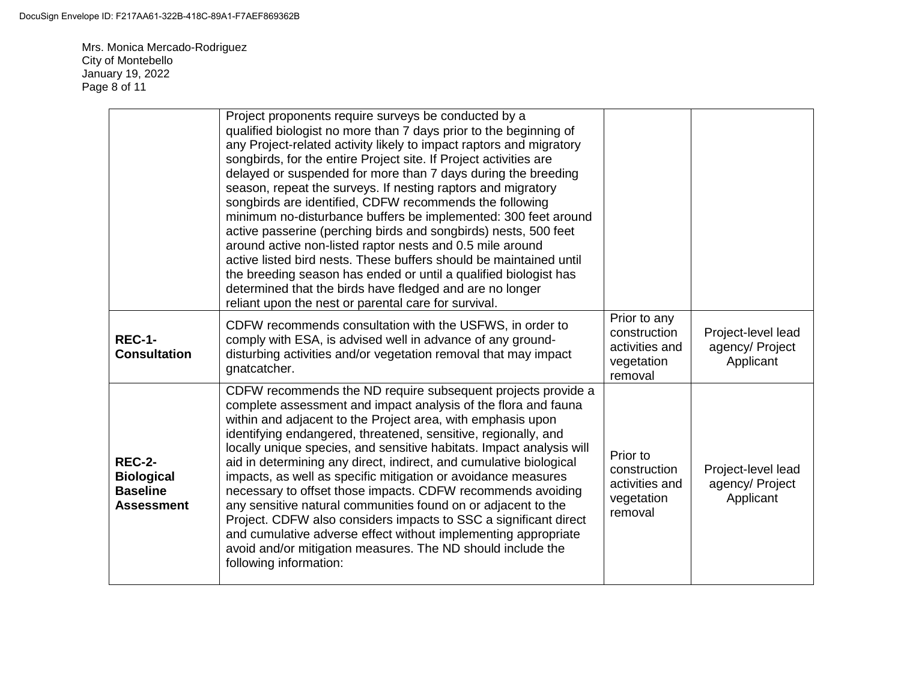| | | | |
|---|---|---|---|
| | Project proponents require surveys be conducted by a qualified biologist no more than 7 days prior to the beginning of any Project-related activity likely to impact raptors and migratory songbirds, for the entire Project site. If Project activities are delayed or suspended for more than 7 days during the breeding season, repeat the surveys. If nesting raptors and migratory songbirds are identified, CDFW recommends the following minimum no-disturbance buffers be implemented: 300 feet around active passerine (perching birds and songbirds) nests, 500 feet around active non-listed raptor nests and 0.5 mile around active listed bird nests. These buffers should be maintained until the breeding season has ended or until a qualified biologist has determined that the birds have fledged and are no longer reliant upon the nest or parental care for survival. | | |
| **REC-1-Consultation** | CDFW recommends consultation with the USFWS, in order to comply with ESA, is advised well in advance of any ground-disturbing activities and/or vegetation removal that may impact gnatcatcher. | Prior to any construction activities and vegetation removal | Project-level lead agency/ Project Applicant |
| **REC-2-Biological Baseline Assessment** | CDFW recommends the ND require subsequent projects provide a complete assessment and impact analysis of the flora and fauna within and adjacent to the Project area, with emphasis upon identifying endangered, threatened, sensitive, regionally, and locally unique species, and sensitive habitats. Impact analysis will aid in determining any direct, indirect, and cumulative biological impacts, as well as specific mitigation or avoidance measures necessary to offset those impacts. CDFW recommends avoiding any sensitive natural communities found on or adjacent to the Project. CDFW also considers impacts to SSC a significant direct and cumulative adverse effect without implementing appropriate avoid and/or mitigation measures. The ND should include the following information: | Prior to construction activities and vegetation removal | Project-level lead agency/ Project Applicant |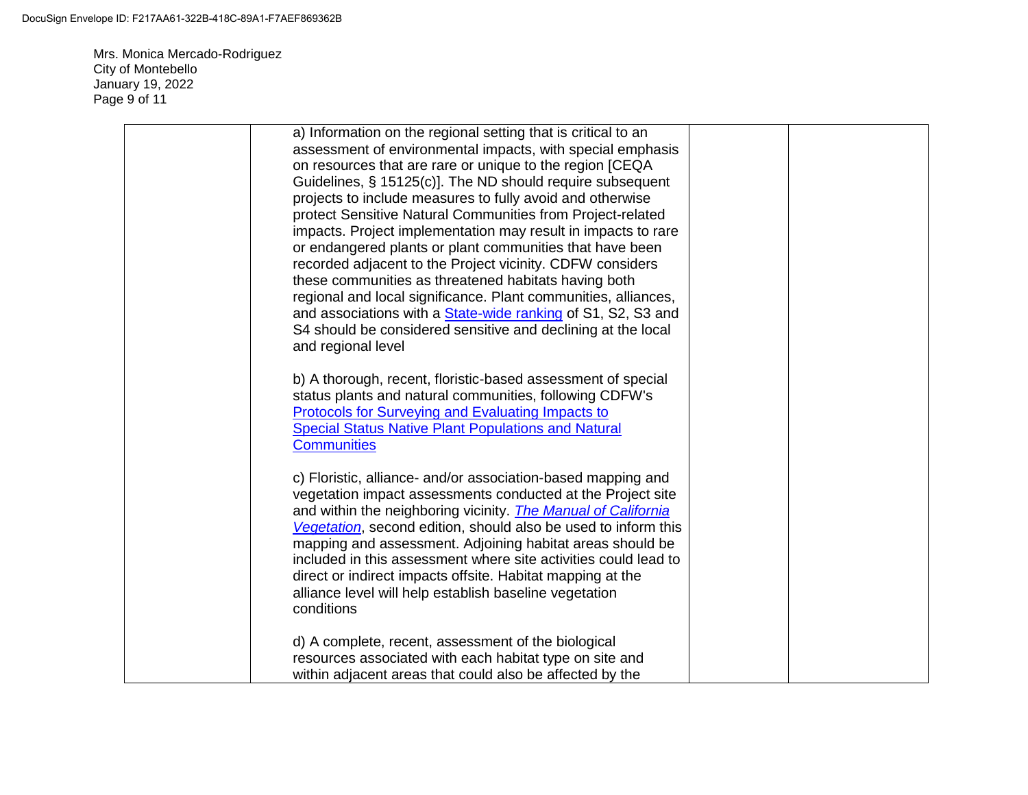| | | | |
|---|---|---|---|
| | a) Information on the regional setting that is critical to an assessment of environmental impacts, with special emphasis on resources that are rare or unique to the region [CEQA Guidelines, § 15125(c)]. The ND should require subsequent projects to include measures to fully avoid and otherwise protect Sensitive Natural Communities from Project-related impacts. Project implementation may result in impacts to rare or endangered plants or plant communities that have been recorded adjacent to the Project vicinity. CDFW considers these communities as threatened habitats having both regional and local significance. Plant communities, alliances, and associations with a [State-wide ranking]() of S1, S2, S3 and S4 should be considered sensitive and declining at the local and regional level<br><br>b) A thorough, recent, floristic-based assessment of special status plants and natural communities, following CDFW's [Protocols for Surveying and Evaluating Impacts to Special Status Native Plant Populations and Natural Communities]()<br><br>c) Floristic, alliance- and/or association-based mapping and vegetation impact assessments conducted at the Project site and within the neighboring vicinity. [*The Manual of California Vegetation*](), second edition, should also be used to inform this mapping and assessment. Adjoining habitat areas should be included in this assessment where site activities could lead to direct or indirect impacts offsite. Habitat mapping at the alliance level will help establish baseline vegetation conditions<br><br>d) A complete, recent, assessment of the biological resources associated with each habitat type on site and within adjacent areas that could also be affected by the | | |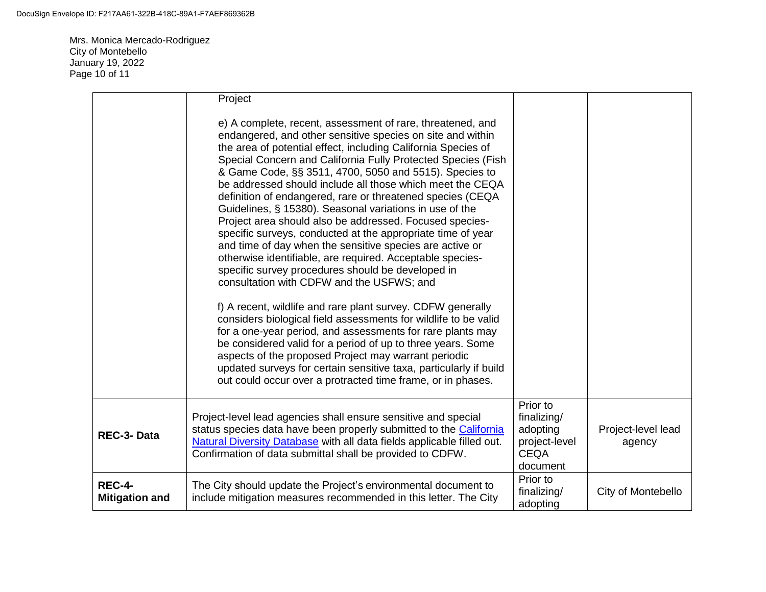Mrs. Monica Mercado-Rodriguez
City of Montebello
January 19, 2022

| | | | |
|---|---|---|---|
| | Project<br><br>e) A complete, recent, assessment of rare, threatened, and endangered, and other sensitive species on site and within the area of potential effect, including California Species of Special Concern and California Fully Protected Species (Fish & Game Code, §§ 3511, 4700, 5050 and 5515). Species to be addressed should include all those which meet the CEQA definition of endangered, rare or threatened species (CEQA Guidelines, § 15380). Seasonal variations in use of the Project area should also be addressed. Focused species-specific surveys, conducted at the appropriate time of year and time of day when the sensitive species are active or otherwise identifiable, are required. Acceptable species-specific survey procedures should be developed in consultation with CDFW and the USFWS; and<br><br>f) A recent, wildlife and rare plant survey. CDFW generally considers biological field assessments for wildlife to be valid for a one-year period, and assessments for rare plants may be considered valid for a period of up to three years. Some aspects of the proposed Project may warrant periodic updated surveys for certain sensitive taxa, particularly if build out could occur over a protracted time frame, or in phases. | | |
| **REC-3- Data** | Project-level lead agencies shall ensure sensitive and special status species data have been properly submitted to the California Natural Diversity Database with all data fields applicable filled out. Confirmation of data submittal shall be provided to CDFW. | Prior to finalizing/ adopting project-level CEQA document | Project-level lead agency |
| **REC-4- Mitigation and** | The City should update the Project's environmental document to include mitigation measures recommended in this letter. The City | Prior to finalizing/ adopting | City of Montebello |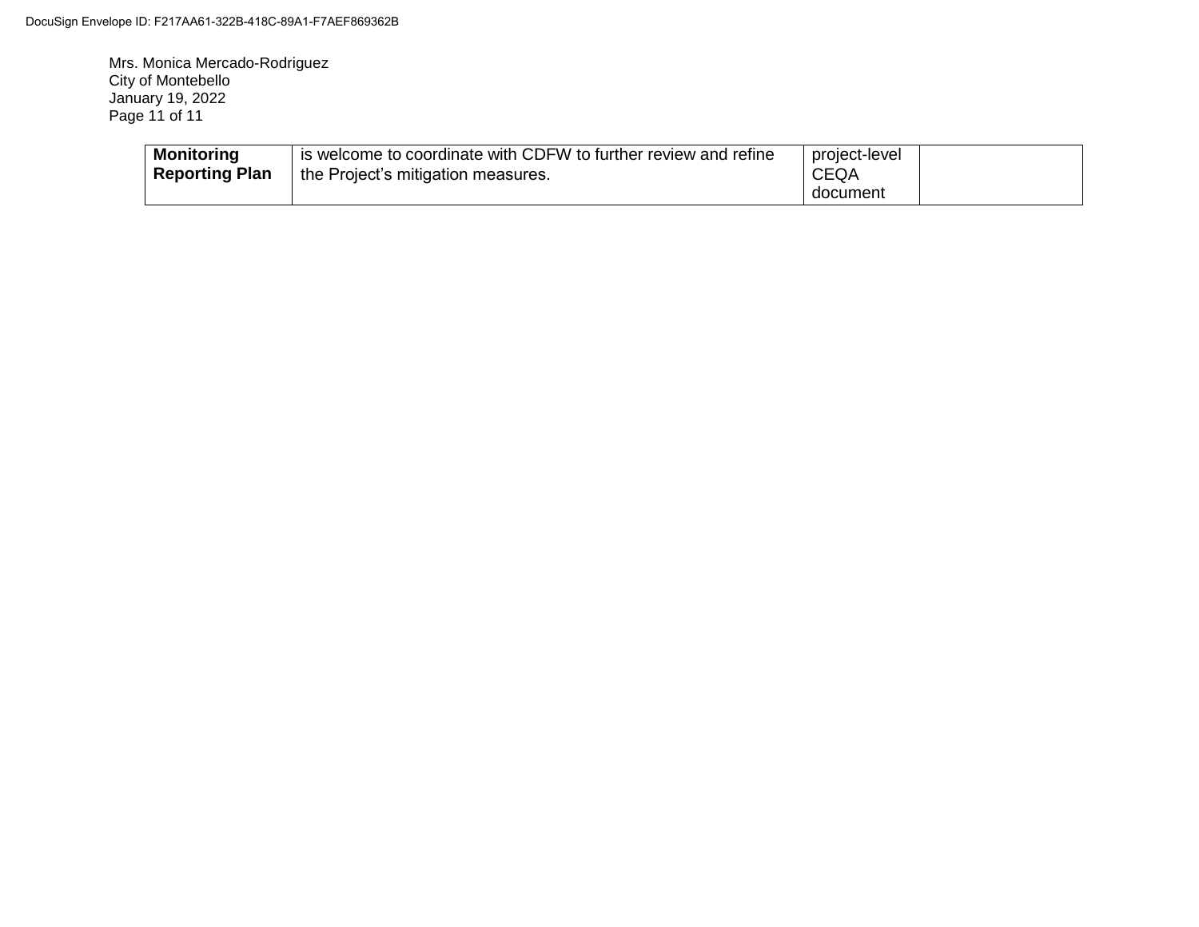| | | | |
|---|---|---|---|
| **Monitoring Reporting Plan** | is welcome to coordinate with CDFW to further review and refine the Project's mitigation measures. | project-level CEQA document | |